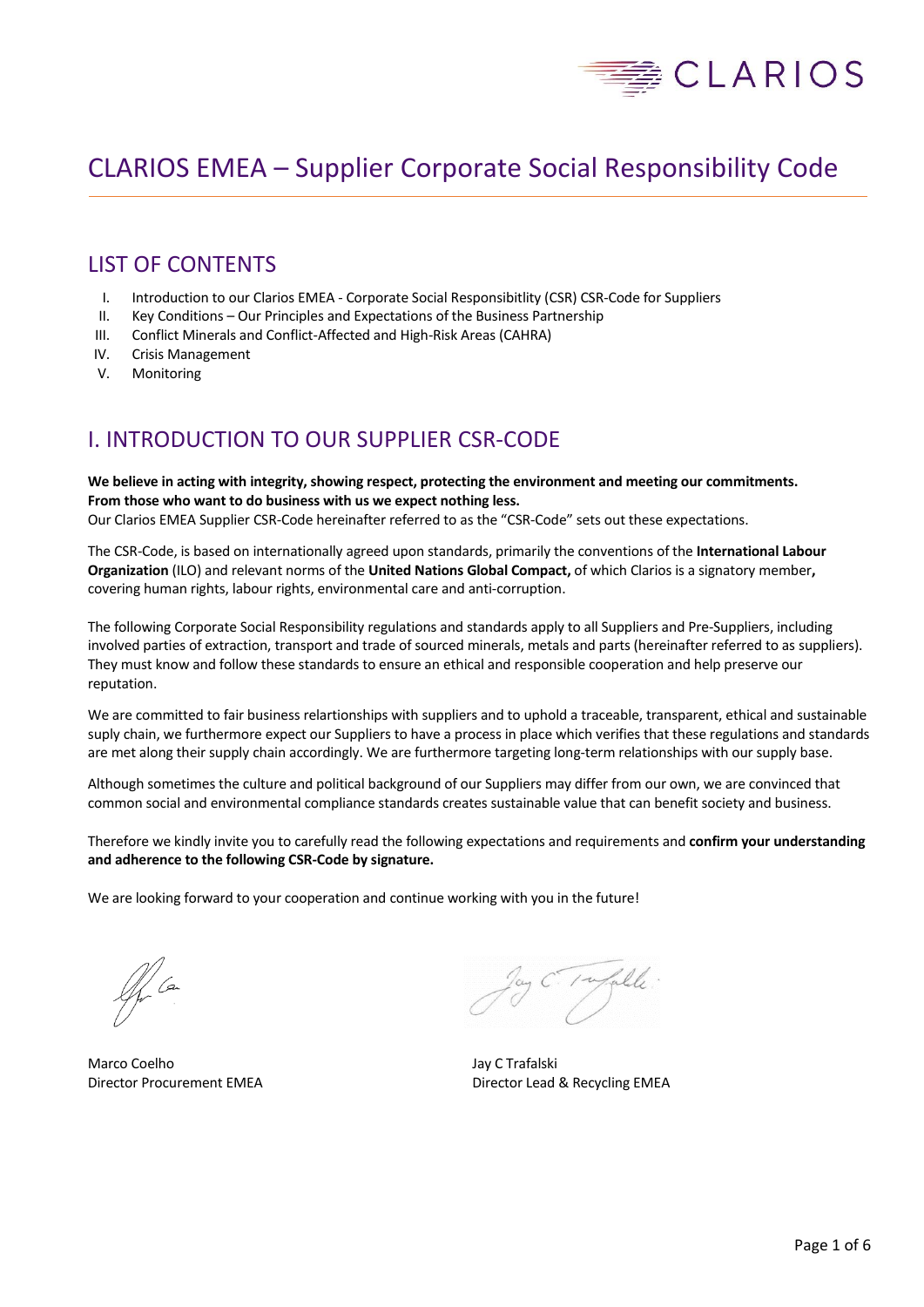# CLARIOS EMEA – Supplier Corporate Social Responsibility Code

## LIST OF CONTENTS

I. Introduction to our Clarios EMEA - Corporate Social Responsibitlity (CSR) CSR-Code for Suppliers
II. Key Conditions – Our Principles and Expectations of the Business Partnership
III. Conflict Minerals and Conflict-Affected and High-Risk Areas (CAHRA)
IV. Crisis Management
V. Monitoring

## I. INTRODUCTION TO OUR SUPPLIER CSR-CODE

**We believe in acting with integrity, showing respect, protecting the environment and meeting our commitments. From those who want to do business with us we expect nothing less.**
Our Clarios EMEA Supplier CSR-Code hereinafter referred to as the "CSR-Code" sets out these expectations.

The CSR-Code, is based on internationally agreed upon standards, primarily the conventions of the **International Labour Organization** (ILO) and relevant norms of the **United Nations Global Compact,** of which Clarios is a signatory member**,** covering human rights, labour rights, environmental care and anti-corruption.

The following Corporate Social Responsibility regulations and standards apply to all Suppliers and Pre-Suppliers, including involved parties of extraction, transport and trade of sourced minerals, metals and parts (hereinafter referred to as suppliers). They must know and follow these standards to ensure an ethical and responsible cooperation and help preserve our reputation.

We are committed to fair business relartionships with suppliers and to uphold a traceable, transparent, ethical and sustainable suply chain, we furthermore expect our Suppliers to have a process in place which verifies that these regulations and standards are met along their supply chain accordingly. We are furthermore targeting long-term relationships with our supply base.

Although sometimes the culture and political background of our Suppliers may differ from our own, we are convinced that common social and environmental compliance standards creates sustainable value that can benefit society and business.

Therefore we kindly invite you to carefully read the following expectations and requirements and **confirm your understanding and adherence to the following CSR-Code by signature.**

We are looking forward to your cooperation and continue working with you in the future!

Marco Coelho
Director Procurement EMEA

Jay C Trafalski
Director Lead & Recycling EMEA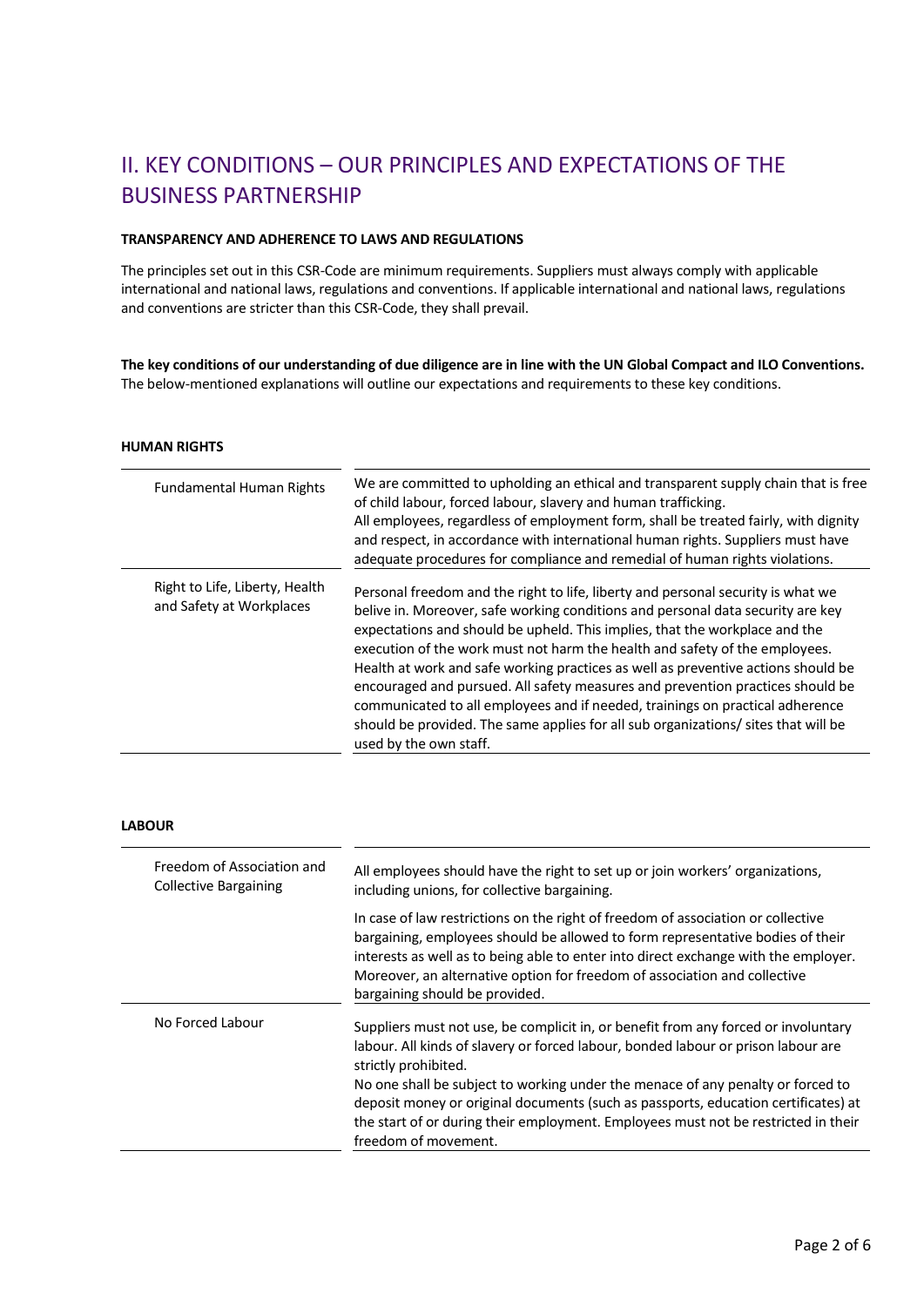## II. KEY CONDITIONS – OUR PRINCIPLES AND EXPECTATIONS OF THE BUSINESS PARTNERSHIP

**TRANSPARENCY AND ADHERENCE TO LAWS AND REGULATIONS**

The principles set out in this CSR-Code are minimum requirements. Suppliers must always comply with applicable international and national laws, regulations and conventions. If applicable international and national laws, regulations and conventions are stricter than this CSR-Code, they shall prevail.

**The key conditions of our understanding of due diligence are in line with the UN Global Compact and ILO Conventions.** The below-mentioned explanations will outline our expectations and requirements to these key conditions.

**HUMAN RIGHTS**

| | |
|---|---|
| Fundamental Human Rights | We are committed to upholding an ethical and transparent supply chain that is free of child labour, forced labour, slavery and human trafficking.<br>All employees, regardless of employment form, shall be treated fairly, with dignity and respect, in accordance with international human rights. Suppliers must have adequate procedures for compliance and remedial of human rights violations. |
| Right to Life, Liberty, Health and Safety at Workplaces | Personal freedom and the right to life, liberty and personal security is what we belive in. Moreover, safe working conditions and personal data security are key expectations and should be upheld. This implies, that the workplace and the execution of the work must not harm the health and safety of the employees. Health at work and safe working practices as well as preventive actions should be encouraged and pursued. All safety measures and prevention practices should be communicated to all employees and if needed, trainings on practical adherence should be provided. The same applies for all sub organizations/ sites that will be used by the own staff. |

**LABOUR**

| | |
|---|---|
| Freedom of Association and Collective Bargaining | All employees should have the right to set up or join workers' organizations, including unions, for collective bargaining.<br>In case of law restrictions on the right of freedom of association or collective bargaining, employees should be allowed to form representative bodies of their interests as well as to being able to enter into direct exchange with the employer. Moreover, an alternative option for freedom of association and collective bargaining should be provided. |
| No Forced Labour | Suppliers must not use, be complicit in, or benefit from any forced or involuntary labour. All kinds of slavery or forced labour, bonded labour or prison labour are strictly prohibited.<br>No one shall be subject to working under the menace of any penalty or forced to deposit money or original documents (such as passports, education certificates) at the start of or during their employment. Employees must not be restricted in their freedom of movement. |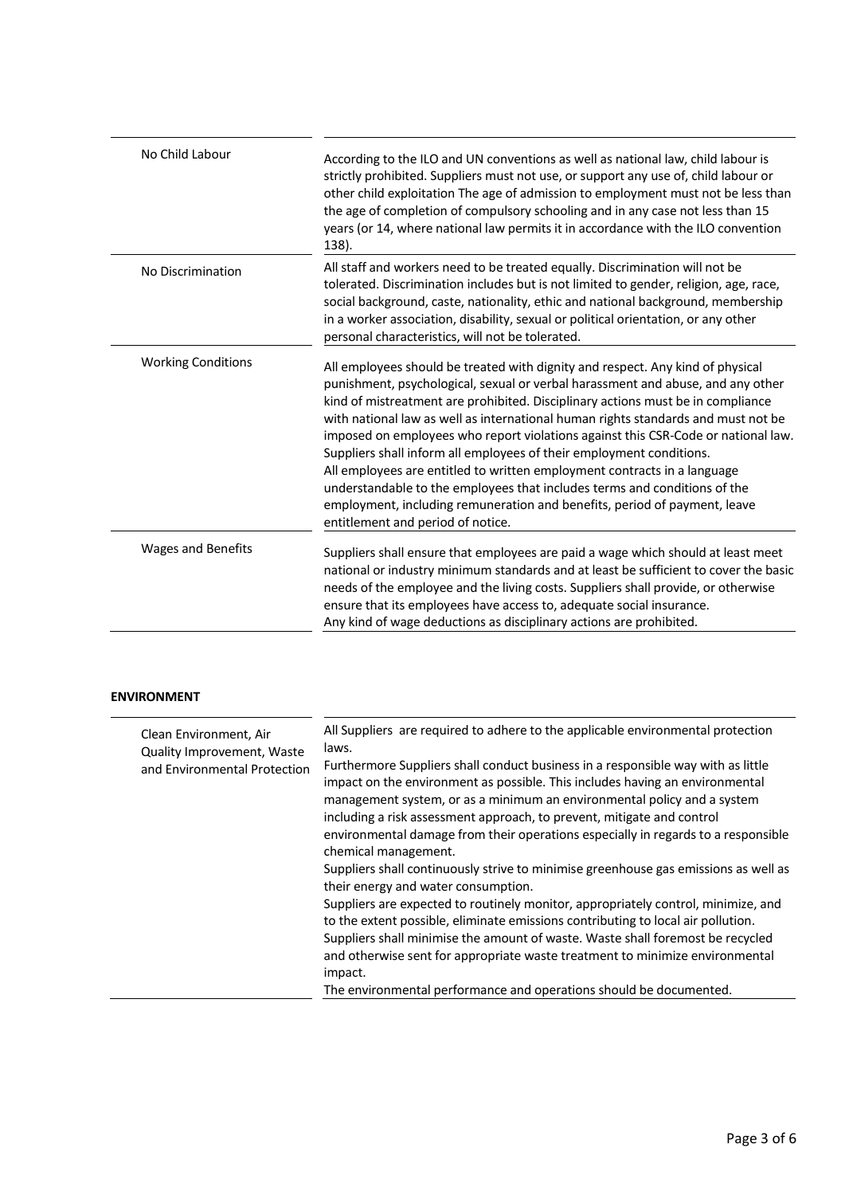| | |
|---|---|
| No Child Labour | According to the ILO and UN conventions as well as national law, child labour is strictly prohibited. Suppliers must not use, or support any use of, child labour or other child exploitation The age of admission to employment must not be less than the age of completion of compulsory schooling and in any case not less than 15 years (or 14, where national law permits it in accordance with the ILO convention 138). |
| No Discrimination | All staff and workers need to be treated equally. Discrimination will not be tolerated. Discrimination includes but is not limited to gender, religion, age, race, social background, caste, nationality, ethic and national background, membership in a worker association, disability, sexual or political orientation, or any other personal characteristics, will not be tolerated. |
| Working Conditions | All employees should be treated with dignity and respect. Any kind of physical punishment, psychological, sexual or verbal harassment and abuse, and any other kind of mistreatment are prohibited. Disciplinary actions must be in compliance with national law as well as international human rights standards and must not be imposed on employees who report violations against this CSR-Code or national law. Suppliers shall inform all employees of their employment conditions.<br>All employees are entitled to written employment contracts in a language understandable to the employees that includes terms and conditions of the employment, including remuneration and benefits, period of payment, leave entitlement and period of notice. |
| Wages and Benefits | Suppliers shall ensure that employees are paid a wage which should at least meet national or industry minimum standards and at least be sufficient to cover the basic needs of the employee and the living costs. Suppliers shall provide, or otherwise ensure that its employees have access to, adequate social insurance.<br>Any kind of wage deductions as disciplinary actions are prohibited. |

**ENVIRONMENT**

| | |
|---|---|
| Clean Environment, Air Quality Improvement, Waste and Environmental Protection | All Suppliers are required to adhere to the applicable environmental protection laws.<br>Furthermore Suppliers shall conduct business in a responsible way with as little impact on the environment as possible. This includes having an environmental management system, or as a minimum an environmental policy and a system including a risk assessment approach, to prevent, mitigate and control environmental damage from their operations especially in regards to a responsible chemical management.<br>Suppliers shall continuously strive to minimise greenhouse gas emissions as well as their energy and water consumption.<br>Suppliers are expected to routinely monitor, appropriately control, minimize, and to the extent possible, eliminate emissions contributing to local air pollution.<br>Suppliers shall minimise the amount of waste. Waste shall foremost be recycled and otherwise sent for appropriate waste treatment to minimize environmental impact.<br>The environmental performance and operations should be documented. |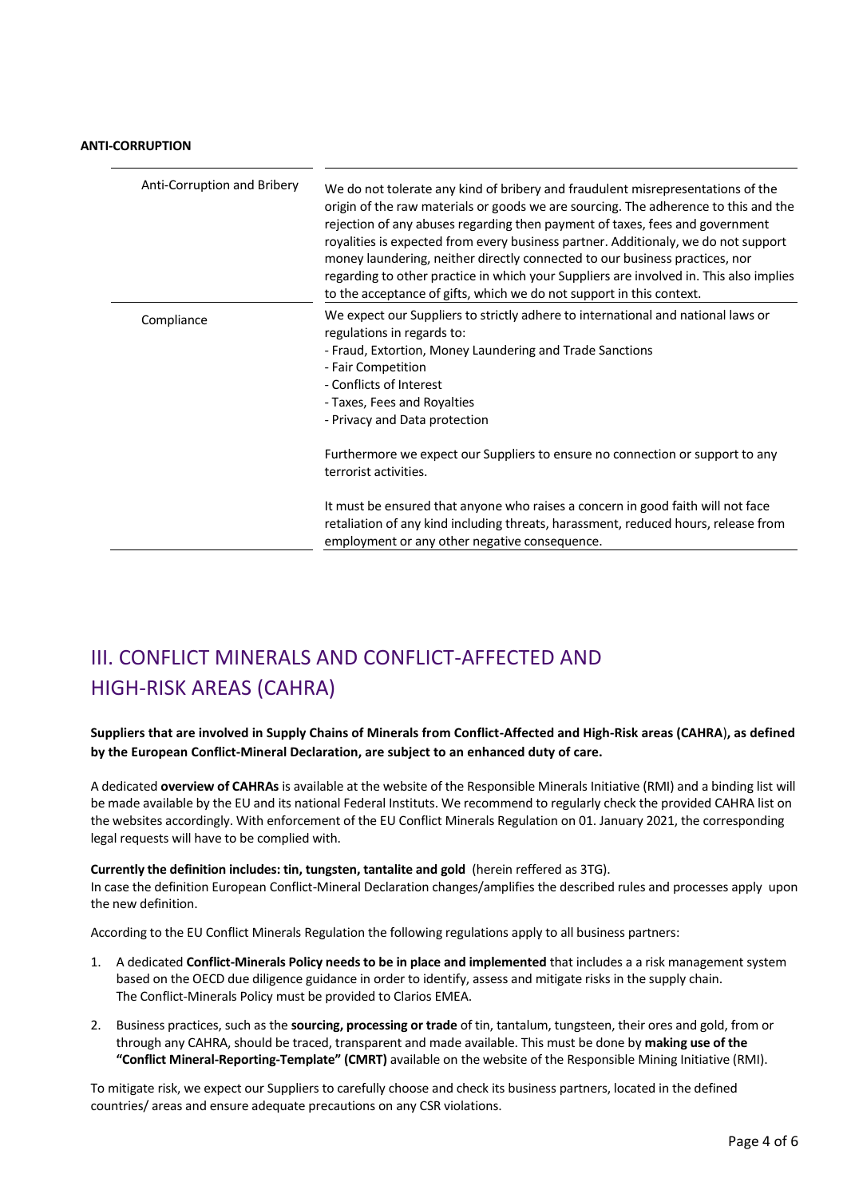**ANTI-CORRUPTION**

| | |
|---|---|
| Anti-Corruption and Bribery | We do not tolerate any kind of bribery and fraudulent misrepresentations of the origin of the raw materials or goods we are sourcing. The adherence to this and the rejection of any abuses regarding then payment of taxes, fees and government royalities is expected from every business partner. Additionaly, we do not support money laundering, neither directly connected to our business practices, nor regarding to other practice in which your Suppliers are involved in. This also implies to the acceptance of gifts, which we do not support in this context. |
| Compliance | We expect our Suppliers to strictly adhere to international and national laws or regulations in regards to:<br>- Fraud, Extortion, Money Laundering and Trade Sanctions<br>- Fair Competition<br>- Conflicts of Interest<br>- Taxes, Fees and Royalties<br>- Privacy and Data protection<br><br>Furthermore we expect our Suppliers to ensure no connection or support to any terrorist activities.<br><br>It must be ensured that anyone who raises a concern in good faith will not face retaliation of any kind including threats, harassment, reduced hours, release from employment or any other negative consequence. |

# III. CONFLICT MINERALS AND CONFLICT-AFFECTED AND HIGH-RISK AREAS (CAHRA)

**Suppliers that are involved in Supply Chains of Minerals from Conflict-Affected and High-Risk areas (CAHRA), as defined by the European Conflict-Mineral Declaration, are subject to an enhanced duty of care.**

A dedicated **overview of CAHRAs** is available at the website of the Responsible Minerals Initiative (RMI) and a binding list will be made available by the EU and its national Federal Instituts. We recommend to regularly check the provided CAHRA list on the websites accordingly. With enforcement of the EU Conflict Minerals Regulation on 01. January 2021, the corresponding legal requests will have to be complied with.

**Currently the definition includes: tin, tungsten, tantalite and gold** (herein reffered as 3TG).
In case the definition European Conflict-Mineral Declaration changes/amplifies the described rules and processes apply upon the new definition.

According to the EU Conflict Minerals Regulation the following regulations apply to all business partners:

1. A dedicated **Conflict-Minerals Policy needs to be in place and implemented** that includes a a risk management system based on the OECD due diligence guidance in order to identify, assess and mitigate risks in the supply chain. The Conflict-Minerals Policy must be provided to Clarios EMEA.
2. Business practices, such as the **sourcing, processing or trade** of tin, tantalum, tungsten, their ores and gold, from or through any CAHRA, should be traced, transparent and made available. This must be done by **making use of the "Conflict Mineral-Reporting-Template" (CMRT)** available on the website of the Responsible Mining Initiative (RMI).

To mitigate risk, we expect our Suppliers to carefully choose and check its business partners, located in the defined countries/ areas and ensure adequate precautions on any CSR violations.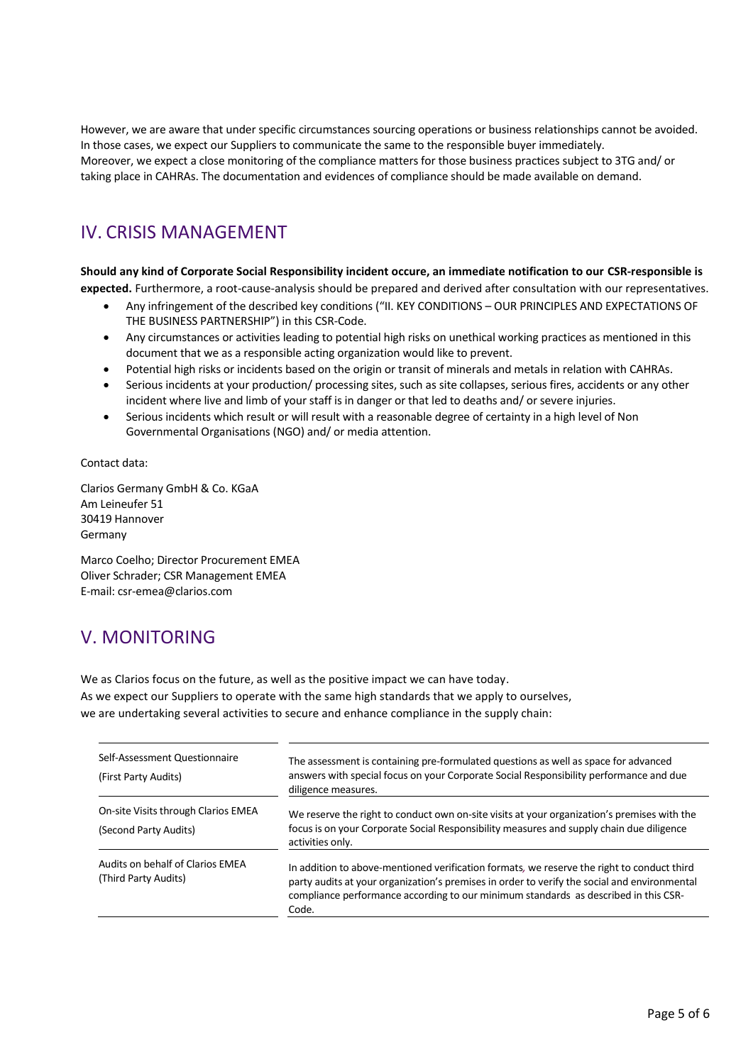However, we are aware that under specific circumstances sourcing operations or business relationships cannot be avoided. In those cases, we expect our Suppliers to communicate the same to the responsible buyer immediately.
Moreover, we expect a close monitoring of the compliance matters for those business practices subject to 3TG and/ or taking place in CAHRAs. The documentation and evidences of compliance should be made available on demand.

## IV. CRISIS MANAGEMENT

**Should any kind of Corporate Social Responsibility incident occure, an immediate notification to our CSR-responsible is expected.** Furthermore, a root-cause-analysis should be prepared and derived after consultation with our representatives.

- Any infringement of the described key conditions ("II. KEY CONDITIONS – OUR PRINCIPLES AND EXPECTATIONS OF THE BUSINESS PARTNERSHIP") in this CSR-Code.
- Any circumstances or activities leading to potential high risks on unethical working practices as mentioned in this document that we as a responsible acting organization would like to prevent.
- Potential high risks or incidents based on the origin or transit of minerals and metals in relation with CAHRAs.
- Serious incidents at your production/ processing sites, such as site collapses, serious fires, accidents or any other incident where live and limb of your staff is in danger or that led to deaths and/ or severe injuries.
- Serious incidents which result or will result with a reasonable degree of certainty in a high level of Non Governmental Organisations (NGO) and/ or media attention.

Contact data:

Clarios Germany GmbH & Co. KGaA
Am Leineufer 51
30419 Hannover
Germany

Marco Coelho; Director Procurement EMEA
Oliver Schrader; CSR Management EMEA
E-mail: csr-emea@clarios.com

## V. MONITORING

We as Clarios focus on the future, as well as the positive impact we can have today.
As we expect our Suppliers to operate with the same high standards that we apply to ourselves, we are undertaking several activities to secure and enhance compliance in the supply chain:

| | |
|---|---|
| Self-Assessment Questionnaire (First Party Audits) | The assessment is containing pre-formulated questions as well as space for advanced answers with special focus on your Corporate Social Responsibility performance and due diligence measures. |
| On-site Visits through Clarios EMEA (Second Party Audits) | We reserve the right to conduct own on-site visits at your organization's premises with the focus is on your Corporate Social Responsibility measures and supply chain due diligence activities only. |
| Audits on behalf of Clarios EMEA (Third Party Audits) | In addition to above-mentioned verification formats, we reserve the right to conduct third party audits at your organization's premises in order to verify the social and environmental compliance performance according to our minimum standards as described in this CSR-Code. |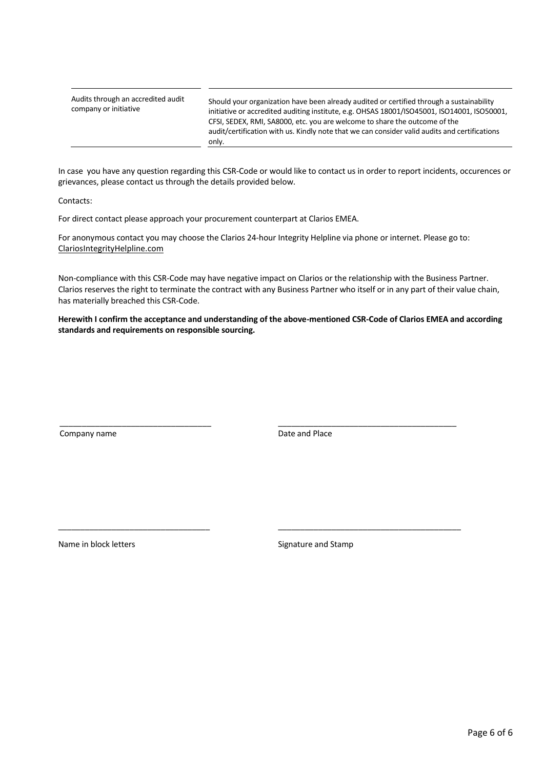| | |
|---|---|
| Audits through an accredited audit company or initiative | Should your organization have been already audited or certified through a sustainability initiative or accredited auditing institute, e.g. OHSAS 18001/ISO45001, ISO14001, ISO50001, CFSI, SEDEX, RMI, SA8000, etc. you are welcome to share the outcome of the audit/certification with us. Kindly note that we can consider valid audits and certifications only. |

In case you have any question regarding this CSR-Code or would like to contact us in order to report incidents, occurences or grievances, please contact us through the details provided below.

Contacts:

For direct contact please approach your procurement counterpart at Clarios EMEA.

For anonymous contact you may choose the Clarios 24-hour Integrity Helpline via phone or internet. Please go to: ClariosIntegrityHelpline.com

Non-compliance with this CSR-Code may have negative impact on Clarios or the relationship with the Business Partner. Clarios reserves the right to terminate the contract with any Business Partner who itself or in any part of their value chain, has materially breached this CSR-Code.

**Herewith I confirm the acceptance and understanding of the above-mentioned CSR-Code of Clarios EMEA and according standards and requirements on responsible sourcing.**

_________________________________ _________________________________________

Company name Date and Place

_________________________________ _________________________________________

Name in block letters Signature and Stamp